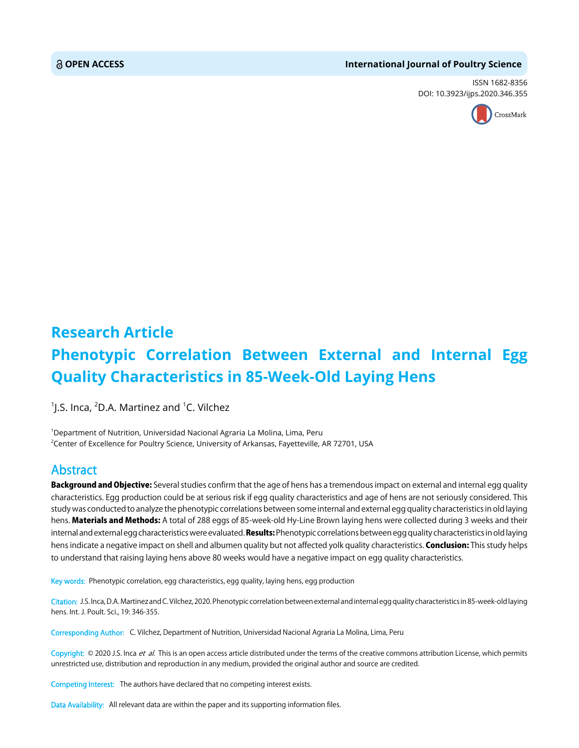**OPEN ACCESS**

**International Journal of Poultry Science**

ISSN 1682-8356
DOI: 10.3923/ijps.2020.346.355

## Research Article

# Phenotypic Correlation Between External and Internal Egg Quality Characteristics in 85-Week-Old Laying Hens

[1]J.S. Inca, [2]D.A. Martinez and [1]C. Vilchez

[1]Department of Nutrition, Universidad Nacional Agraria La Molina, Lima, Peru
[2]Center of Excellence for Poultry Science, University of Arkansas, Fayetteville, AR 72701, USA

## Abstract

**Background and Objective:** Several studies confirm that the age of hens has a tremendous impact on external and internal egg quality characteristics. Egg production could be at serious risk if egg quality characteristics and age of hens are not seriously considered. This study was conducted to analyze the phenotypic correlations between some internal and external egg quality characteristics in old laying hens. **Materials and Methods:** A total of 288 eggs of 85-week-old Hy-Line Brown laying hens were collected during 3 weeks and their internal and external egg characteristics were evaluated. **Results:** Phenotypic correlations between egg quality characteristics in old laying hens indicate a negative impact on shell and albumen quality but not affected yolk quality characteristics. **Conclusion:** This study helps to understand that raising laying hens above 80 weeks would have a negative impact on egg quality characteristics.

Key words: Phenotypic correlation, egg characteristics, egg quality, laying hens, egg production

Citation: J.S. Inca, D.A. Martinez and C. Vilchez, 2020. Phenotypic correlation between external and internal egg quality characteristics in 85-week-old laying hens. Int. J. Poult. Sci., 19: 346-355.

Corresponding Author: C. Vilchez, Department of Nutrition, Universidad Nacional Agraria La Molina, Lima, Peru

Copyright: © 2020 J.S. Inca *et al*. This is an open access article distributed under the terms of the creative commons attribution License, which permits unrestricted use, distribution and reproduction in any medium, provided the original author and source are credited.

Competing Interest: The authors have declared that no competing interest exists.

Data Availability: All relevant data are within the paper and its supporting information files.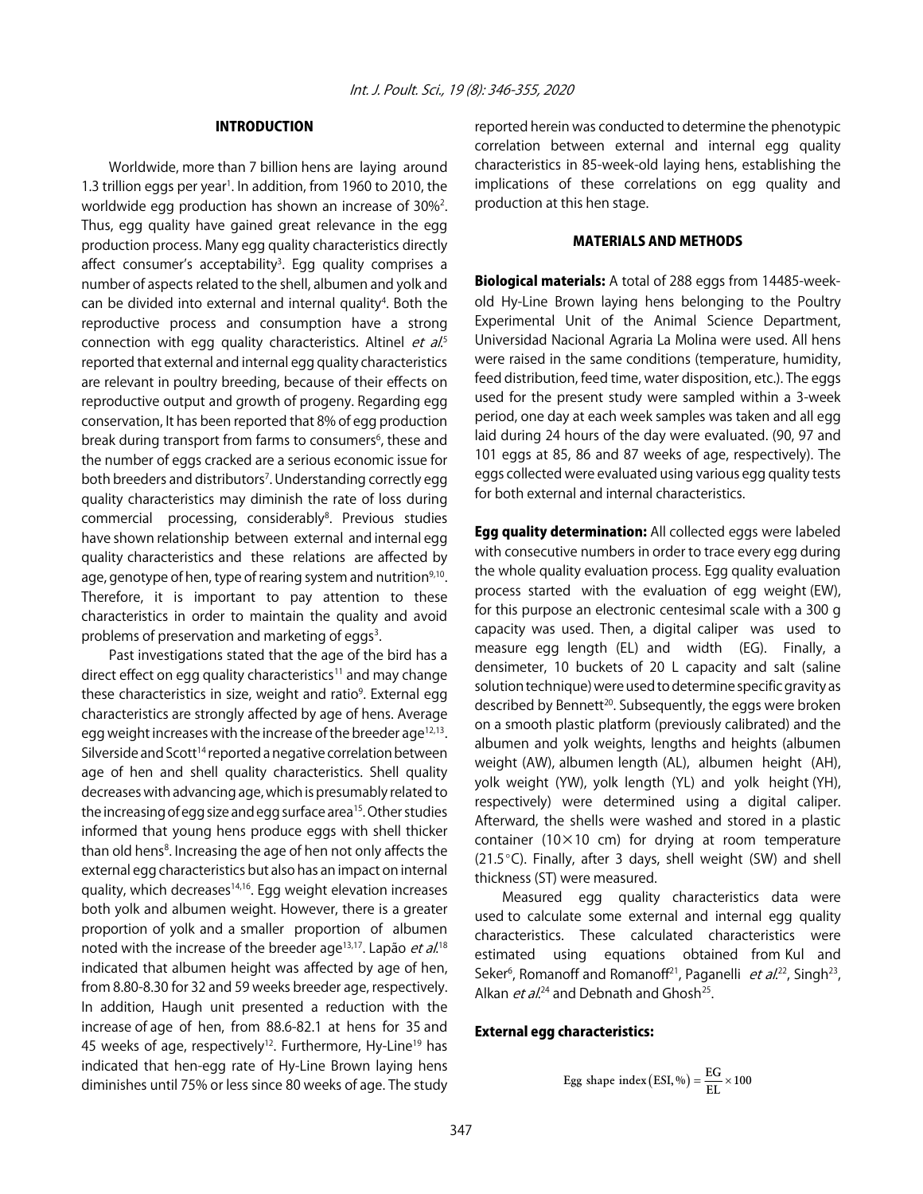## INTRODUCTION

Worldwide, more than 7 billion hens are laying around 1.3 trillion eggs per year[1]. In addition, from 1960 to 2010, the worldwide egg production has shown an increase of 30%[2]. Thus, egg quality have gained great relevance in the egg production process. Many egg quality characteristics directly affect consumer's acceptability[3]. Egg quality comprises a number of aspects related to the shell, albumen and yolk and can be divided into external and internal quality[4]. Both the reproductive process and consumption have a strong connection with egg quality characteristics. Altinel *et al.*[5] reported that external and internal egg quality characteristics are relevant in poultry breeding, because of their effects on reproductive output and growth of progeny. Regarding egg conservation, It has been reported that 8% of egg production break during transport from farms to consumers[6], these and the number of eggs cracked are a serious economic issue for both breeders and distributors[7]. Understanding correctly egg quality characteristics may diminish the rate of loss during commercial processing, considerably[8]. Previous studies have shown relationship between external and internal egg quality characteristics and these relations are affected by age, genotype of hen, type of rearing system and nutrition[9,10]. Therefore, it is important to pay attention to these characteristics in order to maintain the quality and avoid problems of preservation and marketing of eggs[3].

Past investigations stated that the age of the bird has a direct effect on egg quality characteristics[11] and may change these characteristics in size, weight and ratio[9]. External egg characteristics are strongly affected by age of hens. Average egg weight increases with the increase of the breeder age[12,13]. Silverside and Scott[14] reported a negative correlation between age of hen and shell quality characteristics. Shell quality decreases with advancing age, which is presumably related to the increasing of egg size and egg surface area[15]. Other studies informed that young hens produce eggs with shell thicker than old hens[8]. Increasing the age of hen not only affects the external egg characteristics but also has an impact on internal quality, which decreases[14,16]. Egg weight elevation increases both yolk and albumen weight. However, there is a greater proportion of yolk and a smaller proportion of albumen noted with the increase of the breeder age[13,17]. Lapão *et al.*[18] indicated that albumen height was affected by age of hen, from 8.80-8.30 for 32 and 59 weeks breeder age, respectively. In addition, Haugh unit presented a reduction with the increase of age of hen, from 88.6-82.1 at hens for 35 and 45 weeks of age, respectively[12]. Furthermore, Hy-Line[19] has indicated that hen-egg rate of Hy-Line Brown laying hens diminishes until 75% or less since 80 weeks of age. The study reported herein was conducted to determine the phenotypic correlation between external and internal egg quality characteristics in 85-week-old laying hens, establishing the implications of these correlations on egg quality and production at this hen stage.

## MATERIALS AND METHODS

**Biological materials:** A total of 288 eggs from 14485-week-old Hy-Line Brown laying hens belonging to the Poultry Experimental Unit of the Animal Science Department, Universidad Nacional Agraria La Molina were used. All hens were raised in the same conditions (temperature, humidity, feed distribution, feed time, water disposition, etc.). The eggs used for the present study were sampled within a 3-week period, one day at each week samples was taken and all egg laid during 24 hours of the day were evaluated. (90, 97 and 101 eggs at 85, 86 and 87 weeks of age, respectively). The eggs collected were evaluated using various egg quality tests for both external and internal characteristics.

**Egg quality determination:** All collected eggs were labeled with consecutive numbers in order to trace every egg during the whole quality evaluation process. Egg quality evaluation process started with the evaluation of egg weight (EW), for this purpose an electronic centesimal scale with a 300 g capacity was used. Then, a digital caliper was used to measure egg length (EL) and width (EG). Finally, a densimeter, 10 buckets of 20 L capacity and salt (saline solution technique) were used to determine specific gravity as described by Bennett[20]. Subsequently, the eggs were broken on a smooth plastic platform (previously calibrated) and the albumen and yolk weights, lengths and heights (albumen weight (AW), albumen length (AL), albumen height (AH), yolk weight (YW), yolk length (YL) and yolk height (YH), respectively) were determined using a digital caliper. Afterward, the shells were washed and stored in a plastic container (10×10 cm) for drying at room temperature (21.5°C). Finally, after 3 days, shell weight (SW) and shell thickness (ST) were measured.

Measured egg quality characteristics data were used to calculate some external and internal egg quality characteristics. These calculated characteristics were estimated using equations obtained from Kul and Seker[6], Romanoff and Romanoff[21], Paganelli *et al.*[22], Singh[23], Alkan *et al.*[24] and Debnath and Ghosh[25].

**External egg characteristics:**

$$\text{Egg shape index (ESI, \%)} = \frac{\text{EG}}{\text{EL}} \times 100$$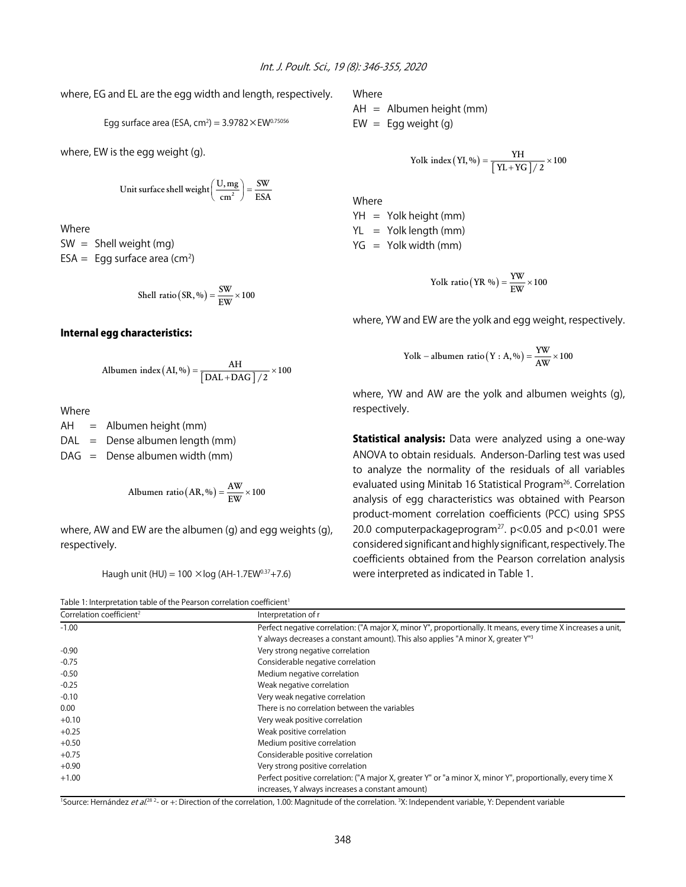where, EG and EL are the egg width and length, respectively.

$$\text{Egg surface area (ESA, cm}^2) = 3.9782 \times \text{EW}^{0.75056}$$

where, EW is the egg weight (g).

$$\text{Unit surface shell weight}\left(\frac{\text{U, mg}}{\text{cm}^2}\right) = \frac{\text{SW}}{\text{ESA}}$$

Where

SW = Shell weight (mg)
ESA = Egg surface area ($cm^2$)

$$\text{Shell ratio}(\text{SR}, \%) = \frac{\text{SW}}{\text{EW}} \times 100$$

### Internal egg characteristics:

$$\text{Albumen index}(\text{AI}, \%) = \frac{\text{AH}}{[\text{DAL} + \text{DAG}]/2} \times 100$$

Where

AH = Albumen height (mm)
DAL = Dense albumen length (mm)
DAG = Dense albumen width (mm)

$$\text{Albumen ratio}(\text{AR}, \%) = \frac{\text{AW}}{\text{EW}} \times 100$$

where, AW and EW are the albumen (g) and egg weights (g), respectively.

$$\text{Haugh unit (HU)} = 100 \times \log(\text{AH} - 1.7\text{EW}^{0.37} + 7.6)$$

Where

AH = Albumen height (mm)
EW = Egg weight (g)

$$\text{Yolk index}(\text{YI}, \%) = \frac{\text{YH}}{[\text{YL} + \text{YG}]/2} \times 100$$

Where

YH = Yolk height (mm)
YL = Yolk length (mm)
YG = Yolk width (mm)

$$\text{Yolk ratio}(\text{YR }\%) = \frac{\text{YW}}{\text{EW}} \times 100$$

where, YW and EW are the yolk and egg weight, respectively.

$$\text{Yolk} - \text{albumen ratio}(\text{Y : A}, \%) = \frac{\text{YW}}{\text{AW}} \times 100$$

where, YW and AW are the yolk and albumen weights (g), respectively.

**Statistical analysis:** Data were analyzed using a one-way ANOVA to obtain residuals. Anderson-Darling test was used to analyze the normality of the residuals of all variables evaluated using Minitab 16 Statistical Program[26]. Correlation analysis of egg characteristics was obtained with Pearson product-moment correlation coefficients (PCC) using SPSS 20.0 computerpackageprogram[27]. $p<0.05$ and $p<0.01$ were considered significant and highly significant, respectively. The coefficients obtained from the Pearson correlation analysis were interpreted as indicated in Table 1.

Table 1: Interpretation table of the Pearson correlation coefficient[1]

| Correlation coefficient[2] | Interpretation of r |
|---|---|
| -1.00 | Perfect negative correlation: ("A major X, minor Y", proportionally. It means, every time X increases a unit, Y always decreases a constant amount). This also applies "A minor X, greater Y"[3] |
| -0.90 | Very strong negative correlation |
| -0.75 | Considerable negative correlation |
| -0.50 | Medium negative correlation |
| -0.25 | Weak negative correlation |
| -0.10 | Very weak negative correlation |
| 0.00 | There is no correlation between the variables |
| +0.10 | Very weak positive correlation |
| +0.25 | Weak positive correlation |
| +0.50 | Medium positive correlation |
| +0.75 | Considerable positive correlation |
| +0.90 | Very strong positive correlation |
| +1.00 | Perfect positive correlation: ("A major X, greater Y" or "a minor X, minor Y", proportionally, every time X increases, Y always increases a constant amount) |

[1]Source: Hernández *et al.*[28] [2]- or +: Direction of the correlation, 1.00: Magnitude of the correlation. [3]X: Independent variable, Y: Dependent variable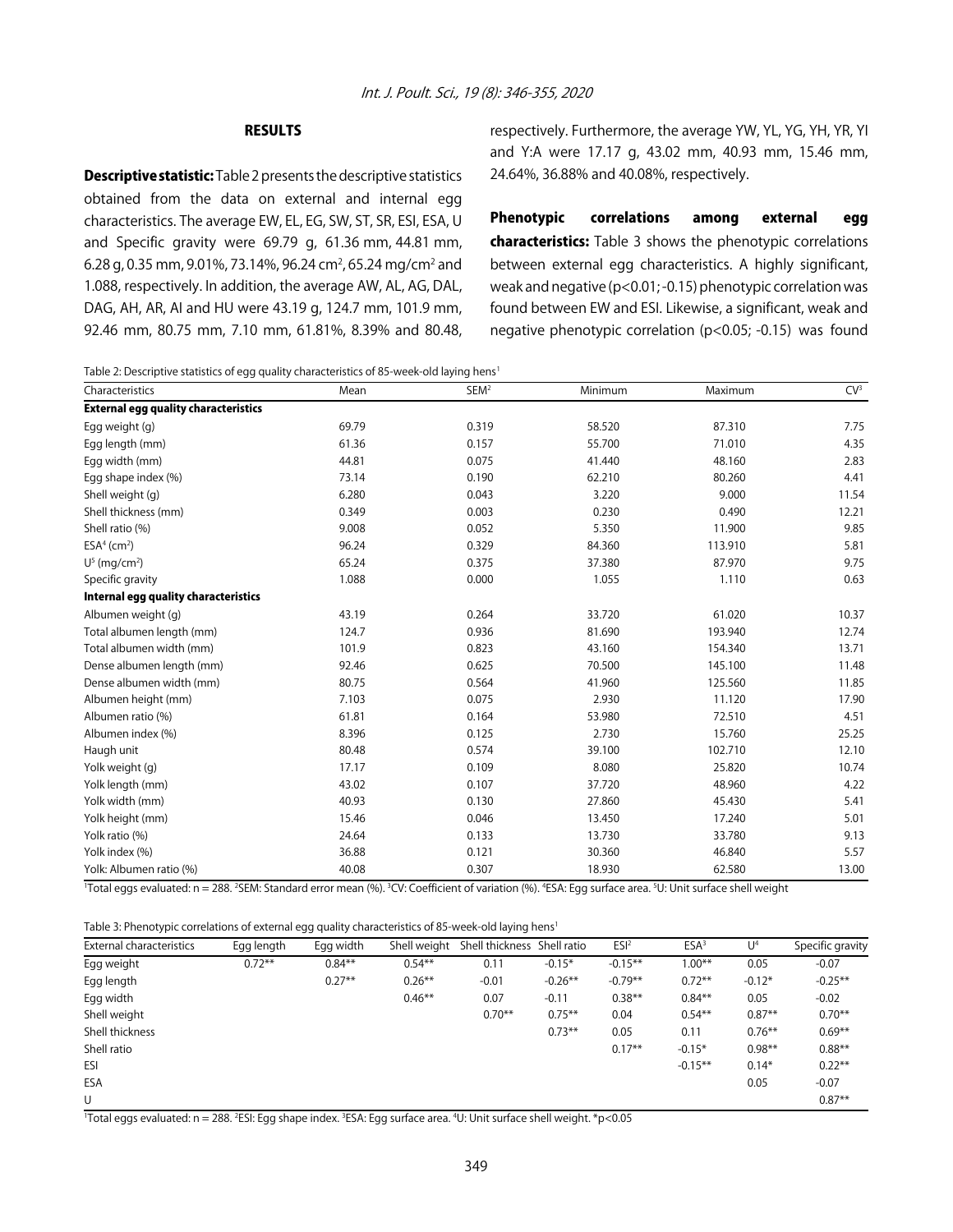## RESULTS

**Descriptive statistic:** Table 2 presents the descriptive statistics obtained from the data on external and internal egg characteristics. The average EW, EL, EG, SW, ST, SR, ESI, ESA, U and Specific gravity were 69.79 g, 61.36 mm, 44.81 mm, 6.28 g, 0.35 mm, 9.01%, 73.14%, 96.24 $cm^2$, 65.24 mg/$cm^2$ and 1.088, respectively. In addition, the average AW, AL, AG, DAL, DAG, AH, AR, AI and HU were 43.19 g, 124.7 mm, 101.9 mm, 92.46 mm, 80.75 mm, 7.10 mm, 61.81%, 8.39% and 80.48, respectively. Furthermore, the average YW, YL, YG, YH, YR, YI and Y:A were 17.17 g, 43.02 mm, 40.93 mm, 15.46 mm, 24.64%, 36.88% and 40.08%, respectively.

**Phenotypic correlations among external egg characteristics:** Table 3 shows the phenotypic correlations between external egg characteristics. A highly significant, weak and negative ($p<0.01$; -0.15) phenotypic correlation was found between EW and ESI. Likewise, a significant, weak and negative phenotypic correlation ($p<0.05$; -0.15) was found

Table 2: Descriptive statistics of egg quality characteristics of 85-week-old laying hens[1]

| Characteristics | Mean | SEM[2] | Minimum | Maximum | CV[3] |
|---|---|---|---|---|---|
| **External egg quality characteristics** | | | | | |
| Egg weight (g) | 69.79 | 0.319 | 58.520 | 87.310 | 7.75 |
| Egg length (mm) | 61.36 | 0.157 | 55.700 | 71.010 | 4.35 |
| Egg width (mm) | 44.81 | 0.075 | 41.440 | 48.160 | 2.83 |
| Egg shape index (%) | 73.14 | 0.190 | 62.210 | 80.260 | 4.41 |
| Shell weight (g) | 6.280 | 0.043 | 3.220 | 9.000 | 11.54 |
| Shell thickness (mm) | 0.349 | 0.003 | 0.230 | 0.490 | 12.21 |
| Shell ratio (%) | 9.008 | 0.052 | 5.350 | 11.900 | 9.85 |
| ESA[4] ($cm^2$) | 96.24 | 0.329 | 84.360 | 113.910 | 5.81 |
| U[5] (mg/$cm^2$) | 65.24 | 0.375 | 37.380 | 87.970 | 9.75 |
| Specific gravity | 1.088 | 0.000 | 1.055 | 1.110 | 0.63 |
| **Internal egg quality characteristics** | | | | | |
| Albumen weight (g) | 43.19 | 0.264 | 33.720 | 61.020 | 10.37 |
| Total albumen length (mm) | 124.7 | 0.936 | 81.690 | 193.940 | 12.74 |
| Total albumen width (mm) | 101.9 | 0.823 | 43.160 | 154.340 | 13.71 |
| Dense albumen length (mm) | 92.46 | 0.625 | 70.500 | 145.100 | 11.48 |
| Dense albumen width (mm) | 80.75 | 0.564 | 41.960 | 125.560 | 11.85 |
| Albumen height (mm) | 7.103 | 0.075 | 2.930 | 11.120 | 17.90 |
| Albumen ratio (%) | 61.81 | 0.164 | 53.980 | 72.510 | 4.51 |
| Albumen index (%) | 8.396 | 0.125 | 2.730 | 15.760 | 25.25 |
| Haugh unit | 80.48 | 0.574 | 39.100 | 102.710 | 12.10 |
| Yolk weight (g) | 17.17 | 0.109 | 8.080 | 25.820 | 10.74 |
| Yolk length (mm) | 43.02 | 0.107 | 37.720 | 48.960 | 4.22 |
| Yolk width (mm) | 40.93 | 0.130 | 27.860 | 45.430 | 5.41 |
| Yolk height (mm) | 15.46 | 0.046 | 13.450 | 17.240 | 5.01 |
| Yolk ratio (%) | 24.64 | 0.133 | 13.730 | 33.780 | 9.13 |
| Yolk index (%) | 36.88 | 0.121 | 30.360 | 46.840 | 5.57 |
| Yolk: Albumen ratio (%) | 40.08 | 0.307 | 18.930 | 62.580 | 13.00 |

[1]Total eggs evaluated: n = 288. [2]SEM: Standard error mean (%). [3]CV: Coefficient of variation (%). [4]ESA: Egg surface area. [5]U: Unit surface shell weight

Table 3: Phenotypic correlations of external egg quality characteristics of 85-week-old laying hens[1]

| External characteristics | Egg length | Egg width | Shell weight | Shell thickness | Shell ratio | ESI[2] | ESA[3] | U[4] | Specific gravity |
|---|---|---|---|---|---|---|---|---|---|
| Egg weight | 0.72** | 0.84** | 0.54** | 0.11 | -0.15* | -0.15** | 1.00** | 0.05 | -0.07 |
| Egg length | | 0.27** | 0.26** | -0.01 | -0.26** | -0.79** | 0.72** | -0.12* | -0.25** |
| Egg width | | | 0.46** | 0.07 | -0.11 | 0.38** | 0.84** | 0.05 | -0.02 |
| Shell weight | | | | 0.70** | 0.75** | 0.04 | 0.54** | 0.87** | 0.70** |
| Shell thickness | | | | | 0.73** | 0.05 | 0.11 | 0.76** | 0.69** |
| Shell ratio | | | | | | 0.17** | -0.15* | 0.98** | 0.88** |
| ESI | | | | | | | -0.15** | 0.14* | 0.22** |
| ESA | | | | | | | | 0.05 | -0.07 |
| U | | | | | | | | | 0.87** |

[1]Total eggs evaluated: n = 288. [2]ESI: Egg shape index. [3]ESA: Egg surface area. [4]U: Unit surface shell weight. *$p<0.05$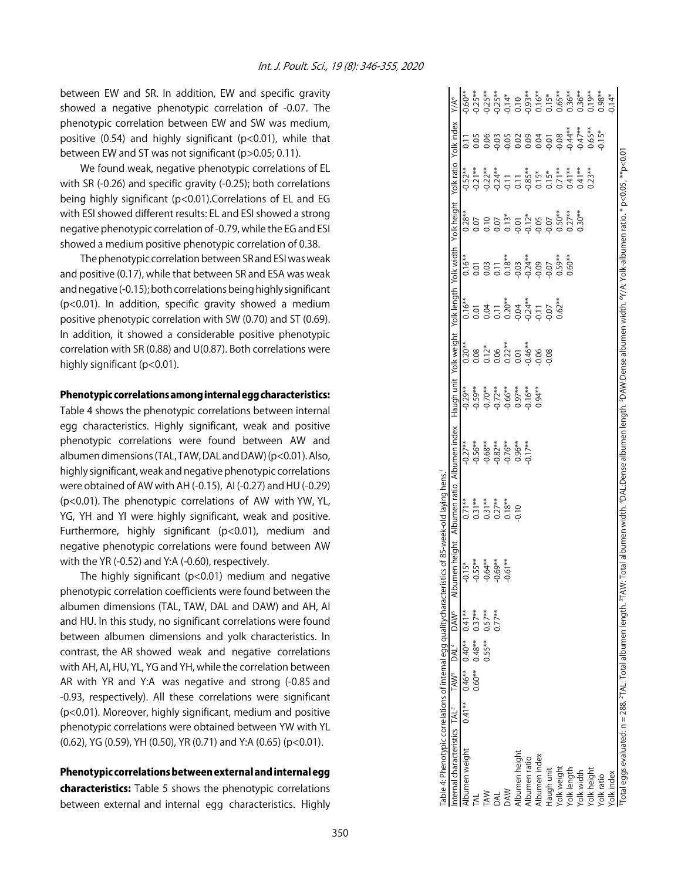between EW and SR. In addition, EW and specific gravity showed a negative phenotypic correlation of -0.07. The phenotypic correlation between EW and SW was medium, positive (0.54) and highly significant ($p<0.01$), while that between EW and ST was not significant ($p>0.05$; 0.11).

We found weak, negative phenotypic correlations of EL with SR (-0.26) and specific gravity (-0.25); both correlations being highly significant ($p<0.01$).Correlations of EL and EG with ESI showed different results: EL and ESI showed a strong negative phenotypic correlation of -0.79, while the EG and ESI showed a medium positive phenotypic correlation of 0.38.

The phenotypic correlation between SR and ESI was weak and positive (0.17), while that between SR and ESA was weak and negative (-0.15); both correlations being highly significant ($p<0.01$). In addition, specific gravity showed a medium positive phenotypic correlation with SW (0.70) and ST (0.69). In addition, it showed a considerable positive phenotypic correlation with SR (0.88) and U(0.87). Both correlations were highly significant ($p<0.01$).

**Phenotypic correlations among internal egg characteristics:** Table 4 shows the phenotypic correlations between internal egg characteristics. Highly significant, weak and positive phenotypic correlations were found between AW and albumen dimensions (TAL, TAW, DAL and DAW) ($p<0.01$). Also, highly significant, weak and negative phenotypic correlations were obtained of AW with AH (-0.15), AI (-0.27) and HU (-0.29) ($p<0.01$). The phenotypic correlations of AW with YW, YL, YG, YH and YI were highly significant, weak and positive. Furthermore, highly significant ($p<0.01$), medium and negative phenotypic correlations were found between AW with the YR (-0.52) and Y:A (-0.60), respectively.

The highly significant ($p<0.01$) medium and negative phenotypic correlation coefficients were found between the albumen dimensions (TAL, TAW, DAL and DAW) and AH, AI and HU. In this study, no significant correlations were found between albumen dimensions and yolk characteristics. In contrast, the AR showed weak and negative correlations with AH, AI, HU, YL, YG and YH, while the correlation between AR with YR and Y:A was negative and strong (-0.85 and -0.93, respectively). All these correlations were significant ($p<0.01$). Moreover, highly significant, medium and positive phenotypic correlations were obtained between YW with YL (0.62), YG (0.59), YH (0.50), YR (0.71) and Y:A (0.65) ($p<0.01$).

**Phenotypic correlations between external and internal egg characteristics:** Table 5 shows the phenotypic correlations between external and internal egg characteristics. Highly

Table 4: Phenotypic correlations of internal egg quality characteristics of 85-week-old laying hens.[1]

| Internal characteristics | TAL[2] | TAW[3] | DAL[4] | DAW[5] | Albumen height | Albumen ratio | Albumen index | Haugh unit | Yolk weight | Yolk length | Yolk width | Yolk height | Yolk ratio | Yolk index | Y/A[6] |
|---|---|---|---|---|---|---|---|---|---|---|---|---|---|---|---|
| Albumen weight | 0.41** | 0.46** | 0.40** | 0.41** | -0.15* | 0.71** | -0.27** | -0.29** | 0.20** | 0.16** | 0.16** | 0.28** | -0.52** | 0.11 | -0.60** |
| TAL | | 0.60** | 0.48** | 0.37** | -0.55** | 0.31** | -0.56** | -0.59** | 0.08 | 0.01 | 0.01 | 0.07 | -0.21** | 0.05 | -0.25** |
| TAW | | | 0.55** | 0.57** | -0.64** | 0.31** | -0.68** | -0.70** | 0.12* | 0.04 | 0.03 | 0.10 | -0.22** | 0.06 | -0.25** |
| DAL | | | | 0.77** | -0.69** | 0.27** | -0.82** | -0.72** | 0.06 | 0.11 | 0.11 | 0.07 | -0.24** | -0.03 | -0.25** |
| DAW | | | | | -0.61** | 0.18** | -0.76** | -0.66** | 0.22** | 0.20** | 0.18** | 0.13* | -0.11 | -0.05 | -0.14* |
| Albumen height | | | | | | -0.10 | 0.96** | 0.97** | 0.01 | -0.04 | -0.03 | -0.01 | 0.11 | 0.02 | 0.10 |
| Albumen ratio | | | | | | | -0.17** | -0.16** | -0.46** | -0.24** | -0.24** | -0.12* | -0.85** | 0.09 | -0.93** |
| Albumen index | | | | | | | | 0.94** | -0.06 | -0.11 | -0.09 | -0.05 | 0.15* | 0.04 | 0.16** |
| Haugh unit | | | | | | | | | -0.08 | -0.07 | -0.07 | -0.07 | 0.15* | -0.01 | 0.15* |
| Yolk weight | | | | | | | | | | 0.62** | 0.59** | 0.50** | 0.71** | -0.08 | 0.65** |
| Yolk length | | | | | | | | | | | 0.60** | 0.27** | 0.41** | -0.44** | 0.36** |
| Yolk width | | | | | | | | | | | | 0.30** | 0.41** | -0.47** | 0.36** |
| Yolk height | | | | | | | | | | | | | 0.23** | 0.65** | 0.19** |
| Yolk ratio | | | | | | | | | | | | | | -0.15* | 0.98** |
| Yolk index | | | | | | | | | | | | | | | -0.14* |

[1]Total eggs evaluated: n = 288. [2]TAL: Total albumen length. [3]TAW: Total albumen width. [4]DAL:Dense albumen length. [5]DAW:Dense albumen width. [6]Y/A: Yolk-albumen ratio. * $p<0.05$, ** $p<0.01$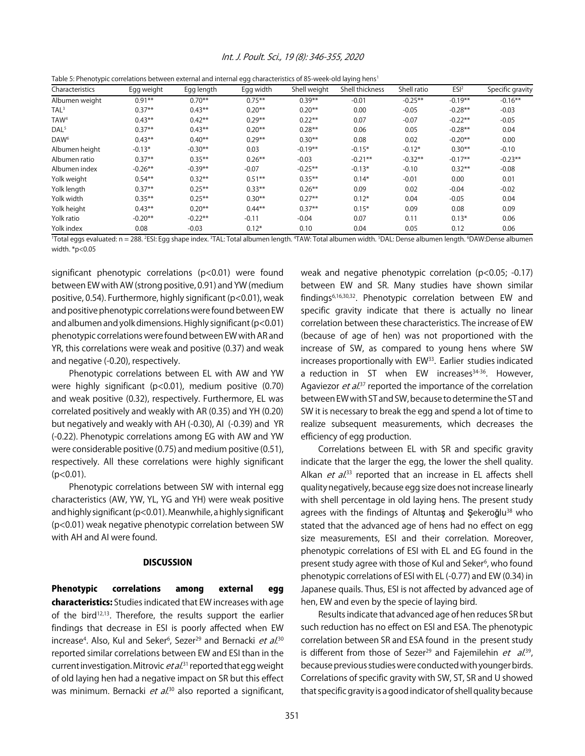Table 5: Phenotypic correlations between external and internal egg characteristics of 85-week-old laying hens[1]

| Characteristics | Egg weight | Egg length | Egg width | Shell weight | Shell thickness | Shell ratio | ESI[2] | Specific gravity |
|---|---|---|---|---|---|---|---|---|
| Albumen weight | 0.91** | 0.70** | 0.75** | 0.39** | -0.01 | -0.25** | -0.19** | -0.16** |
| TAL[3] | 0.37** | 0.43** | 0.20** | 0.20** | 0.00 | -0.05 | -0.28** | -0.03 |
| TAW[4] | 0.43** | 0.42** | 0.29** | 0.22** | 0.07 | -0.07 | -0.22** | -0.05 |
| DAL[5] | 0.37** | 0.43** | 0.20** | 0.28** | 0.06 | 0.05 | -0.28** | 0.04 |
| DAW[6] | 0.43** | 0.40** | 0.29** | 0.30** | 0.08 | 0.02 | -0.20** | 0.00 |
| Albumen height | -0.13* | -0.30** | 0.03 | -0.19** | -0.15* | -0.12* | 0.30** | -0.10 |
| Albumen ratio | 0.37** | 0.35** | 0.26** | -0.03 | -0.21** | -0.32** | -0.17** | -0.23** |
| Albumen index | -0.26** | -0.39** | -0.07 | -0.25** | -0.13* | -0.10 | 0.32** | -0.08 |
| Yolk weight | 0.54** | 0.32** | 0.51** | 0.35** | 0.14* | -0.01 | 0.00 | 0.01 |
| Yolk length | 0.37** | 0.25** | 0.33** | 0.26** | 0.09 | 0.02 | -0.04 | -0.02 |
| Yolk width | 0.35** | 0.25** | 0.30** | 0.27** | 0.12* | 0.04 | -0.05 | 0.04 |
| Yolk height | 0.43** | 0.20** | 0.44** | 0.37** | 0.15* | 0.09 | 0.08 | 0.09 |
| Yolk ratio | -0.20** | -0.22** | -0.11 | -0.04 | 0.07 | 0.11 | 0.13* | 0.06 |
| Yolk index | 0.08 | -0.03 | 0.12* | 0.10 | 0.04 | 0.05 | 0.12 | 0.06 |

[1]Total eggs evaluated: n = 288. [2]ESI: Egg shape index. [3]TAL: Total albumen length. [4]TAW: Total albumen width. [5]DAL: Dense albumen length. [6]DAW:Dense albumen width. *p<0.05

significant phenotypic correlations (p<0.01) were found between EW with AW (strong positive, 0.91) and YW (medium positive, 0.54). Furthermore, highly significant (p<0.01), weak and positive phenotypic correlations were found between EW and albumen and yolk dimensions. Highly significant (p<0.01) phenotypic correlations were found between EW with AR and YR, this correlations were weak and positive (0.37) and weak and negative (-0.20), respectively.

Phenotypic correlations between EL with AW and YW were highly significant (p<0.01), medium positive (0.70) and weak positive (0.32), respectively. Furthermore, EL was correlated positively and weakly with AR (0.35) and YH (0.20) but negatively and weakly with AH (-0.30), AI (-0.39) and YR (-0.22). Phenotypic correlations among EG with AW and YW were considerable positive (0.75) and medium positive (0.51), respectively. All these correlations were highly significant (p<0.01).

Phenotypic correlations between SW with internal egg characteristics (AW, YW, YL, YG and YH) were weak positive and highly significant (p<0.01). Meanwhile, a highly significant (p<0.01) weak negative phenotypic correlation between SW with AH and AI were found.

## DISCUSSION

**Phenotypic correlations among external egg characteristics:** Studies indicated that EW increases with age of the bird[12,13]. Therefore, the results support the earlier findings that decrease in ESI is poorly affected when EW increase[4]. Also, Kul and Seker[6], Sezer[29] and Bernacki *et al.*[30] reported similar correlations between EW and ESI than in the current investigation. Mitrovic *et al.*[31] reported that egg weight of old laying hen had a negative impact on SR but this effect was minimum. Bernacki *et al.*[30] also reported a significant, weak and negative phenotypic correlation (p<0.05; -0.17) between EW and SR. Many studies have shown similar findings[6,16,30,32]. Phenotypic correlation between EW and specific gravity indicate that there is actually no linear correlation between these characteristics. The increase of EW (because of age of hen) was not proportioned with the increase of SW, as compared to young hens where SW increases proportionally with EW[33]. Earlier studies indicated a reduction in ST when EW increases[34-36]. However, Agaviezor *et al.*[37] reported the importance of the correlation between EW with ST and SW, because to determine the ST and SW it is necessary to break the egg and spend a lot of time to realize subsequent measurements, which decreases the efficiency of egg production.

Correlations between EL with SR and specific gravity indicate that the larger the egg, the lower the shell quality. Alkan *et al.*[33] reported that an increase in EL affects shell quality negatively, because egg size does not increase linearly with shell percentage in old laying hens. The present study agrees with the findings of Altuntaş and Şekeroğlu[38] who stated that the advanced age of hens had no effect on egg size measurements, ESI and their correlation. Moreover, phenotypic correlations of ESI with EL and EG found in the present study agree with those of Kul and Seker[6], who found phenotypic correlations of ESI with EL (-0.77) and EW (0.34) in Japanese quails. Thus, ESI is not affected by advanced age of hen, EW and even by the specie of laying bird.

Results indicate that advanced age of hen reduces SR but such reduction has no effect on ESI and ESA. The phenotypic correlation between SR and ESA found in the present study is different from those of Sezer[29] and Fajemilehin *et al.*[39], because previous studies were conducted with younger birds. Correlations of specific gravity with SW, ST, SR and U showed that specific gravity is a good indicator of shell quality because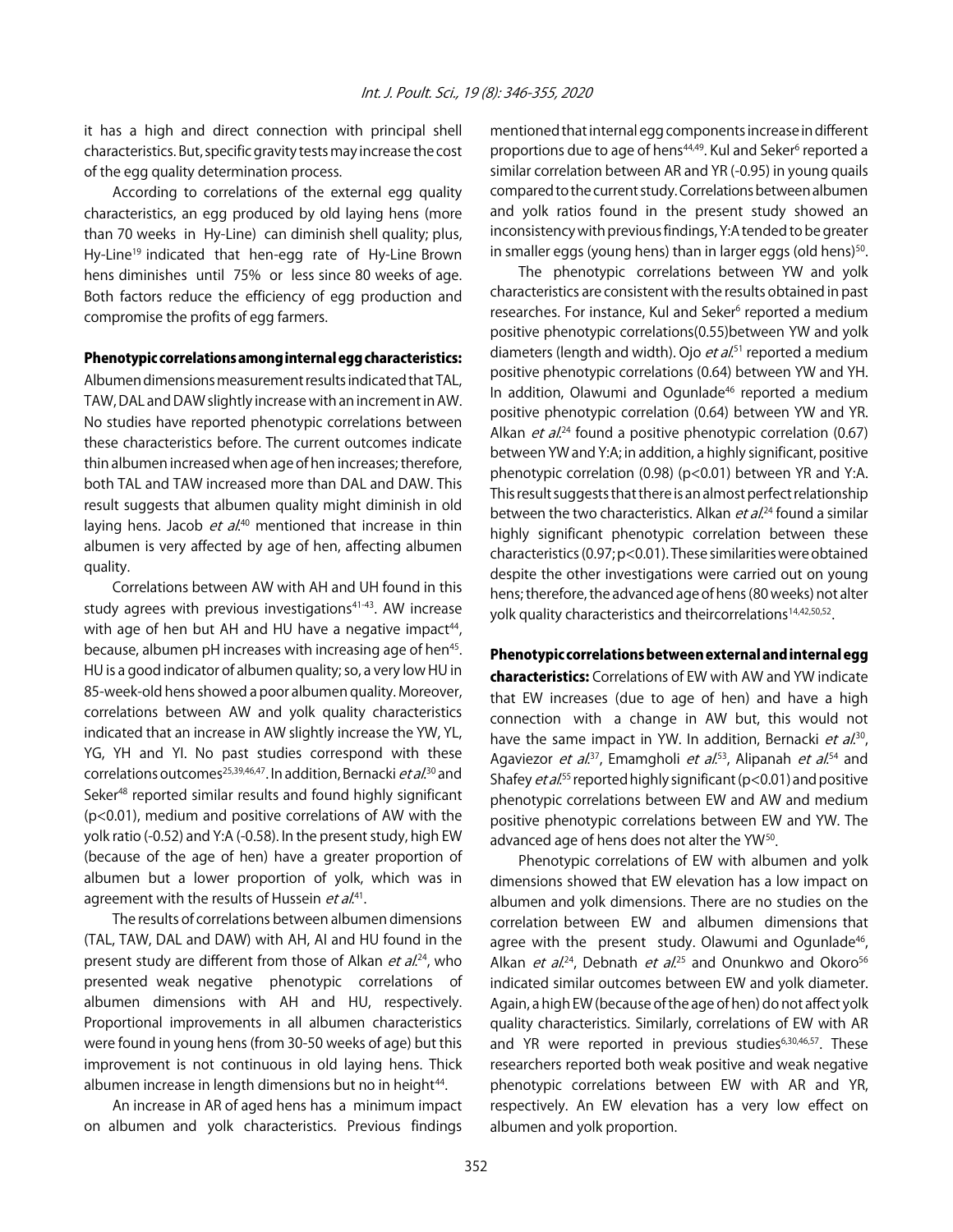it has a high and direct connection with principal shell characteristics. But, specific gravity tests may increase the cost of the egg quality determination process.

According to correlations of the external egg quality characteristics, an egg produced by old laying hens (more than 70 weeks in Hy-Line) can diminish shell quality; plus, Hy-Line[19] indicated that hen-egg rate of Hy-Line Brown hens diminishes until 75% or less since 80 weeks of age. Both factors reduce the efficiency of egg production and compromise the profits of egg farmers.

**Phenotypic correlations among internal egg characteristics:** Albumen dimensions measurement results indicated that TAL, TAW, DAL and DAW slightly increase with an increment in AW. No studies have reported phenotypic correlations between these characteristics before. The current outcomes indicate thin albumen increased when age of hen increases; therefore, both TAL and TAW increased more than DAL and DAW. This result suggests that albumen quality might diminish in old laying hens. Jacob *et al*.[40] mentioned that increase in thin albumen is very affected by age of hen, affecting albumen quality.

Correlations between AW with AH and UH found in this study agrees with previous investigations[41-43]. AW increase with age of hen but AH and HU have a negative impact[44], because, albumen pH increases with increasing age of hen[45]. HU is a good indicator of albumen quality; so, a very low HU in 85-week-old hens showed a poor albumen quality. Moreover, correlations between AW and yolk quality characteristics indicated that an increase in AW slightly increase the YW, YL, YG, YH and YI. No past studies correspond with these correlations outcomes[25,39,46,47]. In addition, Bernacki *et al*.[30] and Seker[48] reported similar results and found highly significant ($p<0.01$), medium and positive correlations of AW with the yolk ratio (-0.52) and Y:A (-0.58). In the present study, high EW (because of the age of hen) have a greater proportion of albumen but a lower proportion of yolk, which was in agreement with the results of Hussein *et al*.[41].

The results of correlations between albumen dimensions (TAL, TAW, DAL and DAW) with AH, AI and HU found in the present study are different from those of Alkan *et al*.[24], who presented weak negative phenotypic correlations of albumen dimensions with AH and HU, respectively. Proportional improvements in all albumen characteristics were found in young hens (from 30-50 weeks of age) but this improvement is not continuous in old laying hens. Thick albumen increase in length dimensions but no in height[44].

An increase in AR of aged hens has a minimum impact on albumen and yolk characteristics. Previous findings mentioned that internal egg components increase in different proportions due to age of hens[44,49]. Kul and Seker[6] reported a similar correlation between AR and YR (-0.95) in young quails compared to the current study. Correlations between albumen and yolk ratios found in the present study showed an inconsistency with previous findings, Y:A tended to be greater in smaller eggs (young hens) than in larger eggs (old hens)[50].

The phenotypic correlations between YW and yolk characteristics are consistent with the results obtained in past researches. For instance, Kul and Seker[6] reported a medium positive phenotypic correlations(0.55)between YW and yolk diameters (length and width). Ojo *et al*.[51] reported a medium positive phenotypic correlations (0.64) between YW and YH. In addition, Olawumi and Ogunlade[46] reported a medium positive phenotypic correlation (0.64) between YW and YR. Alkan *et al*.[24] found a positive phenotypic correlation (0.67) between YW and Y:A; in addition, a highly significant, positive phenotypic correlation (0.98) ($p<0.01$) between YR and Y:A. This result suggests that there is an almost perfect relationship between the two characteristics. Alkan *et al*.[24] found a similar highly significant phenotypic correlation between these characteristics (0.97; $p<0.01$). These similarities were obtained despite the other investigations were carried out on young hens; therefore, the advanced age of hens (80 weeks) not alter yolk quality characteristics and theircorrelations[14,42,50,52].

**Phenotypic correlations between external and internal egg characteristics:** Correlations of EW with AW and YW indicate that EW increases (due to age of hen) and have a high connection with a change in AW but, this would not have the same impact in YW. In addition, Bernacki *et al*.[30], Agaviezor *et al*.[37], Emamgholi *et al*.[53], Alipanah *et al*.[54] and Shafey *et al*.[55] reported highly significant ($p<0.01$) and positive phenotypic correlations between EW and AW and medium positive phenotypic correlations between EW and YW. The advanced age of hens does not alter the YW[50].

Phenotypic correlations of EW with albumen and yolk dimensions showed that EW elevation has a low impact on albumen and yolk dimensions. There are no studies on the correlation between EW and albumen dimensions that agree with the present study. Olawumi and Ogunlade[46], Alkan *et al*.[24], Debnath *et al*.[25] and Onunkwo and Okoro[56] indicated similar outcomes between EW and yolk diameter. Again, a high EW (because of the age of hen) do not affect yolk quality characteristics. Similarly, correlations of EW with AR and YR were reported in previous studies[6,30,46,57]. These researchers reported both weak positive and weak negative phenotypic correlations between EW with AR and YR, respectively. An EW elevation has a very low effect on albumen and yolk proportion.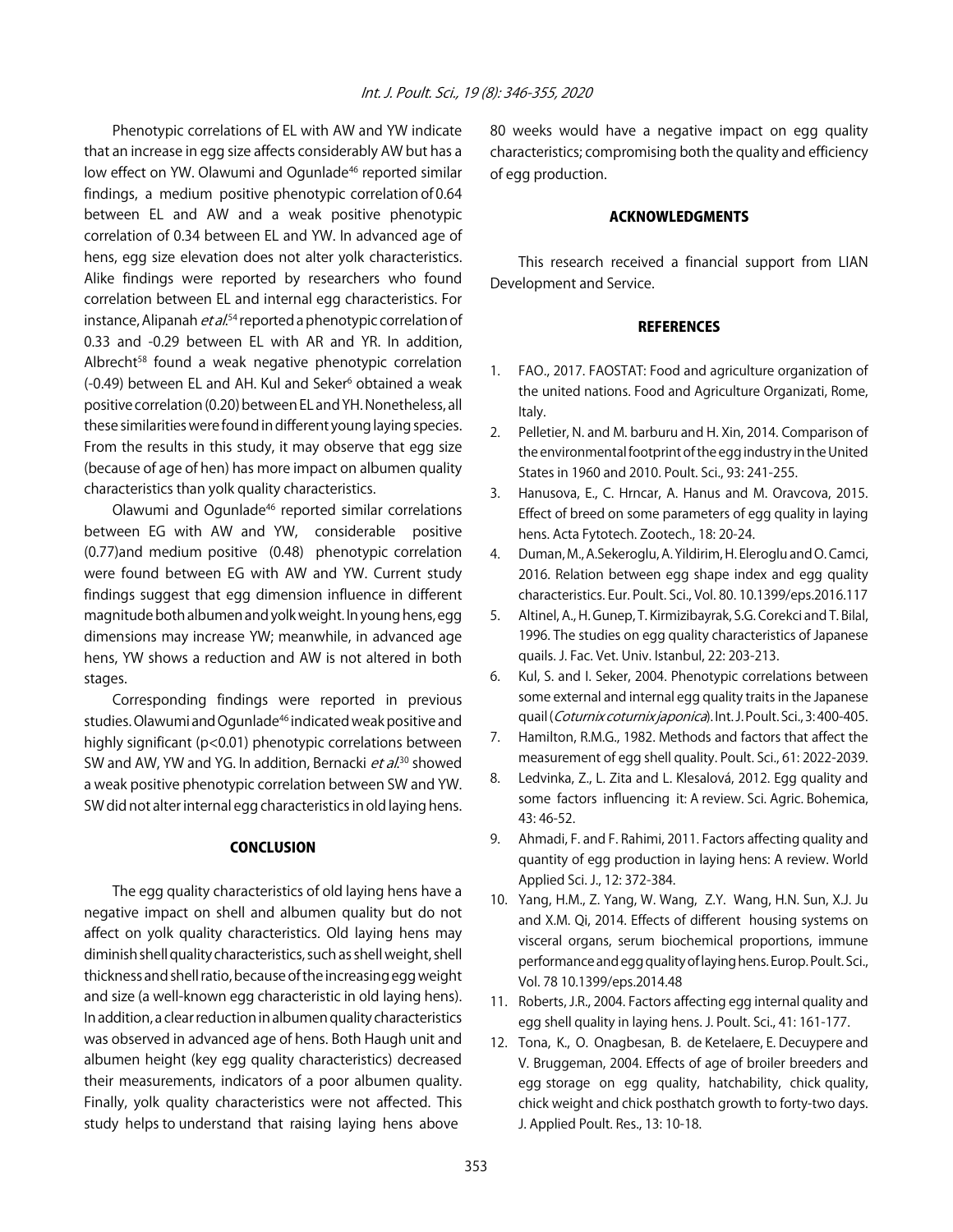Phenotypic correlations of EL with AW and YW indicate that an increase in egg size affects considerably AW but has a low effect on YW. Olawumi and Ogunlade[46] reported similar findings, a medium positive phenotypic correlation of 0.64 between EL and AW and a weak positive phenotypic correlation of 0.34 between EL and YW. In advanced age of hens, egg size elevation does not alter yolk characteristics. Alike findings were reported by researchers who found correlation between EL and internal egg characteristics. For instance, Alipanah *et al*.[54] reported a phenotypic correlation of 0.33 and -0.29 between EL with AR and YR. In addition, Albrecht[58] found a weak negative phenotypic correlation (-0.49) between EL and AH. Kul and Seker[6] obtained a weak positive correlation (0.20) between EL and YH. Nonetheless, all these similarities were found in different young laying species. From the results in this study, it may observe that egg size (because of age of hen) has more impact on albumen quality characteristics than yolk quality characteristics.

Olawumi and Ogunlade[46] reported similar correlations between EG with AW and YW, considerable positive (0.77)and medium positive (0.48) phenotypic correlation were found between EG with AW and YW. Current study findings suggest that egg dimension influence in different magnitude both albumen and yolk weight. In young hens, egg dimensions may increase YW; meanwhile, in advanced age hens, YW shows a reduction and AW is not altered in both stages.

Corresponding findings were reported in previous studies. Olawumi and Ogunlade[46] indicated weak positive and highly significant ($p<0.01$) phenotypic correlations between SW and AW, YW and YG. In addition, Bernacki *et al*.[30] showed a weak positive phenotypic correlation between SW and YW. SW did not alter internal egg characteristics in old laying hens.

## CONCLUSION

The egg quality characteristics of old laying hens have a negative impact on shell and albumen quality but do not affect on yolk quality characteristics. Old laying hens may diminish shell quality characteristics, such as shell weight, shell thickness and shell ratio, because of the increasing egg weight and size (a well-known egg characteristic in old laying hens). In addition, a clear reduction in albumen quality characteristics was observed in advanced age of hens. Both Haugh unit and albumen height (key egg quality characteristics) decreased their measurements, indicators of a poor albumen quality. Finally, yolk quality characteristics were not affected. This study helps to understand that raising laying hens above 80 weeks would have a negative impact on egg quality characteristics; compromising both the quality and efficiency of egg production.

## ACKNOWLEDGMENTS

This research received a financial support from LIAN Development and Service.

## REFERENCES

1. FAO., 2017. FAOSTAT: Food and agriculture organization of the united nations. Food and Agriculture Organizati, Rome, Italy.
2. Pelletier, N. and M. barburu and H. Xin, 2014. Comparison of the environmental footprint of the egg industry in the United States in 1960 and 2010. Poult. Sci., 93: 241-255.
3. Hanusova, E., C. Hrncar, A. Hanus and M. Oravcova, 2015. Effect of breed on some parameters of egg quality in laying hens. Acta Fytotech. Zootech., 18: 20-24.
4. Duman, M., A.Sekeroglu, A. Yildirim, H. Eleroglu and O. Camci, 2016. Relation between egg shape index and egg quality characteristics. Eur. Poult. Sci., Vol. 80. 10.1399/eps.2016.117
5. Altinel, A., H. Gunep, T. Kirmizibayrak, S.G. Corekci and T. Bilal, 1996. The studies on egg quality characteristics of Japanese quails. J. Fac. Vet. Univ. Istanbul, 22: 203-213.
6. Kul, S. and I. Seker, 2004. Phenotypic correlations between some external and internal egg quality traits in the Japanese quail (*Coturnix coturnix japonica*). Int. J. Poult. Sci., 3: 400-405.
7. Hamilton, R.M.G., 1982. Methods and factors that affect the measurement of egg shell quality. Poult. Sci., 61: 2022-2039.
8. Ledvinka, Z., L. Zita and L. Klesalová, 2012. Egg quality and some factors influencing it: A review. Sci. Agric. Bohemica, 43: 46-52.
9. Ahmadi, F. and F. Rahimi, 2011. Factors affecting quality and quantity of egg production in laying hens: A review. World Applied Sci. J., 12: 372-384.
10. Yang, H.M., Z. Yang, W. Wang, Z.Y. Wang, H.N. Sun, X.J. Ju and X.M. Qi, 2014. Effects of different housing systems on visceral organs, serum biochemical proportions, immune performance and egg quality of laying hens. Europ. Poult. Sci., Vol. 78 10.1399/eps.2014.48
11. Roberts, J.R., 2004. Factors affecting egg internal quality and egg shell quality in laying hens. J. Poult. Sci., 41: 161-177.
12. Tona, K., O. Onagbesan, B. de Ketelaere, E. Decuypere and V. Bruggeman, 2004. Effects of age of broiler breeders and egg storage on egg quality, hatchability, chick quality, chick weight and chick posthatch growth to forty-two days. J. Applied Poult. Res., 13: 10-18.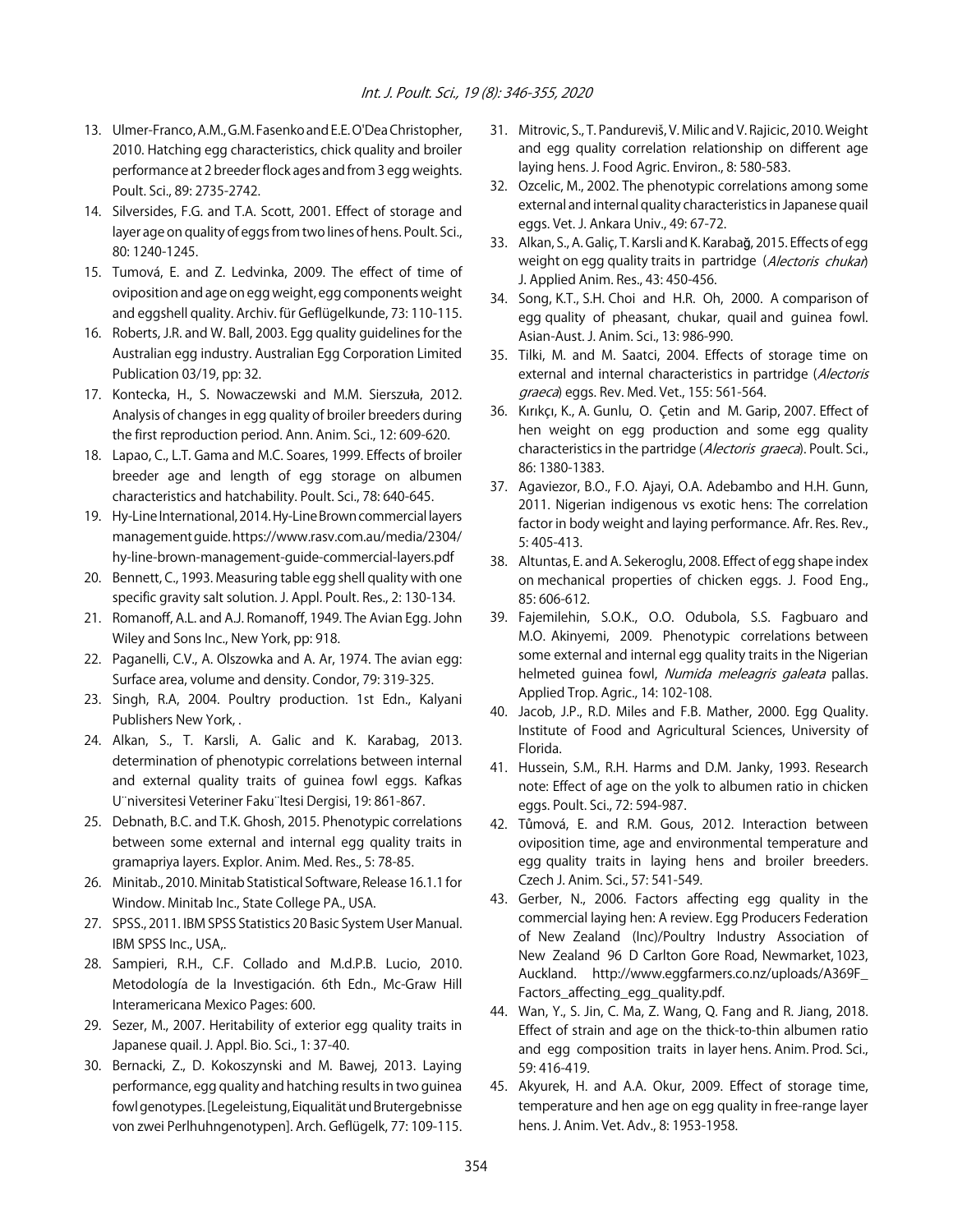13. Ulmer-Franco, A.M., G.M. Fasenko and E.E. O'Dea Christopher, 2010. Hatching egg characteristics, chick quality and broiler performance at 2 breeder flock ages and from 3 egg weights. Poult. Sci., 89: 2735-2742.
14. Silversides, F.G. and T.A. Scott, 2001. Effect of storage and layer age on quality of eggs from two lines of hens. Poult. Sci., 80: 1240-1245.
15. Tumová, E. and Z. Ledvinka, 2009. The effect of time of oviposition and age on egg weight, egg components weight and eggshell quality. Archiv. für Geflügelkunde, 73: 110-115.
16. Roberts, J.R. and W. Ball, 2003. Egg quality guidelines for the Australian egg industry. Australian Egg Corporation Limited Publication 03/19, pp: 32.
17. Kontecka, H., S. Nowaczewski and M.M. Sierszuła, 2012. Analysis of changes in egg quality of broiler breeders during the first reproduction period. Ann. Anim. Sci., 12: 609-620.
18. Lapao, C., L.T. Gama and M.C. Soares, 1999. Effects of broiler breeder age and length of egg storage on albumen characteristics and hatchability. Poult. Sci., 78: 640-645.
19. Hy-Line International, 2014. Hy-Line Brown commercial layers management guide. https://www.rasv.com.au/media/2304/hy-line-brown-management-guide-commercial-layers.pdf
20. Bennett, C., 1993. Measuring table egg shell quality with one specific gravity salt solution. J. Appl. Poult. Res., 2: 130-134.
21. Romanoff, A.L. and A.J. Romanoff, 1949. The Avian Egg. John Wiley and Sons Inc., New York, pp: 918.
22. Paganelli, C.V., A. Olszowka and A. Ar, 1974. The avian egg: Surface area, volume and density. Condor, 79: 319-325.
23. Singh, R.A, 2004. Poultry production. 1st Edn., Kalyani Publishers New York, .
24. Alkan, S., T. Karsli, A. Galic and K. Karabag, 2013. determination of phenotypic correlations between internal and external quality traits of guinea fowl eggs. Kafkas U¨niversitesi Veteriner Faku¨ltesi Dergisi, 19: 861-867.
25. Debnath, B.C. and T.K. Ghosh, 2015. Phenotypic correlations between some external and internal egg quality traits in gramapriya layers. Explor. Anim. Med. Res., 5: 78-85.
26. Minitab., 2010. Minitab Statistical Software, Release 16.1.1 for Window. Minitab Inc., State College PA., USA.
27. SPSS., 2011. IBM SPSS Statistics 20 Basic System User Manual. IBM SPSS Inc., USA,.
28. Sampieri, R.H., C.F. Collado and M.d.P.B. Lucio, 2010. Metodología de la Investigación. 6th Edn., Mc-Graw Hill Interamericana Mexico Pages: 600.
29. Sezer, M., 2007. Heritability of exterior egg quality traits in Japanese quail. J. Appl. Bio. Sci., 1: 37-40.
30. Bernacki, Z., D. Kokoszynski and M. Bawej, 2013. Laying performance, egg quality and hatching results in two guinea fowl genotypes. [Legeleistung, Eiqualität und Brutergebnisse von zwei Perlhuhngenotypen]. Arch. Geflügelk, 77: 109-115.
31. Mitrovic, S., T. Pandureviš, V. Milic and V. Rajicic, 2010. Weight and egg quality correlation relationship on different age laying hens. J. Food Agric. Environ., 8: 580-583.
32. Ozcelic, M., 2002. The phenotypic correlations among some external and internal quality characteristics in Japanese quail eggs. Vet. J. Ankara Univ., 49: 67-72.
33. Alkan, S., A. Galiç, T. Karsli and K. Karabağ, 2015. Effects of egg weight on egg quality traits in partridge (*Alectoris chukar*) J. Applied Anim. Res., 43: 450-456.
34. Song, K.T., S.H. Choi and H.R. Oh, 2000. A comparison of egg quality of pheasant, chukar, quail and guinea fowl. Asian-Aust. J. Anim. Sci., 13: 986-990.
35. Tilki, M. and M. Saatci, 2004. Effects of storage time on external and internal characteristics in partridge (*Alectoris graeca*) eggs. Rev. Med. Vet., 155: 561-564.
36. Kırıkçı, K., A. Gunlu, O. Çetin and M. Garip, 2007. Effect of hen weight on egg production and some egg quality characteristics in the partridge (*Alectoris graeca*). Poult. Sci., 86: 1380-1383.
37. Agaviezor, B.O., F.O. Ajayi, O.A. Adebambo and H.H. Gunn, 2011. Nigerian indigenous vs exotic hens: The correlation factor in body weight and laying performance. Afr. Res. Rev., 5: 405-413.
38. Altuntas, E. and A. Sekeroglu, 2008. Effect of egg shape index on mechanical properties of chicken eggs. J. Food Eng., 85: 606-612.
39. Fajemilehin, S.O.K., O.O. Odubola, S.S. Fagbuaro and M.O. Akinyemi, 2009. Phenotypic correlations between some external and internal egg quality traits in the Nigerian helmeted guinea fowl, *Numida meleagris galeata* pallas. Applied Trop. Agric., 14: 102-108.
40. Jacob, J.P., R.D. Miles and F.B. Mather, 2000. Egg Quality. Institute of Food and Agricultural Sciences, University of Florida.
41. Hussein, S.M., R.H. Harms and D.M. Janky, 1993. Research note: Effect of age on the yolk to albumen ratio in chicken eggs. Poult. Sci., 72: 594-987.
42. Tůmová, E. and R.M. Gous, 2012. Interaction between oviposition time, age and environmental temperature and egg quality traits in laying hens and broiler breeders. Czech J. Anim. Sci., 57: 541-549.
43. Gerber, N., 2006. Factors affecting egg quality in the commercial laying hen: A review. Egg Producers Federation of New Zealand (Inc)/Poultry Industry Association of New Zealand 96 D Carlton Gore Road, Newmarket, 1023, Auckland. http://www.eggfarmers.co.nz/uploads/A369F_Factors_affecting_egg_quality.pdf.
44. Wan, Y., S. Jin, C. Ma, Z. Wang, Q. Fang and R. Jiang, 2018. Effect of strain and age on the thick-to-thin albumen ratio and egg composition traits in layer hens. Anim. Prod. Sci., 59: 416-419.
45. Akyurek, H. and A.A. Okur, 2009. Effect of storage time, temperature and hen age on egg quality in free-range layer hens. J. Anim. Vet. Adv., 8: 1953-1958.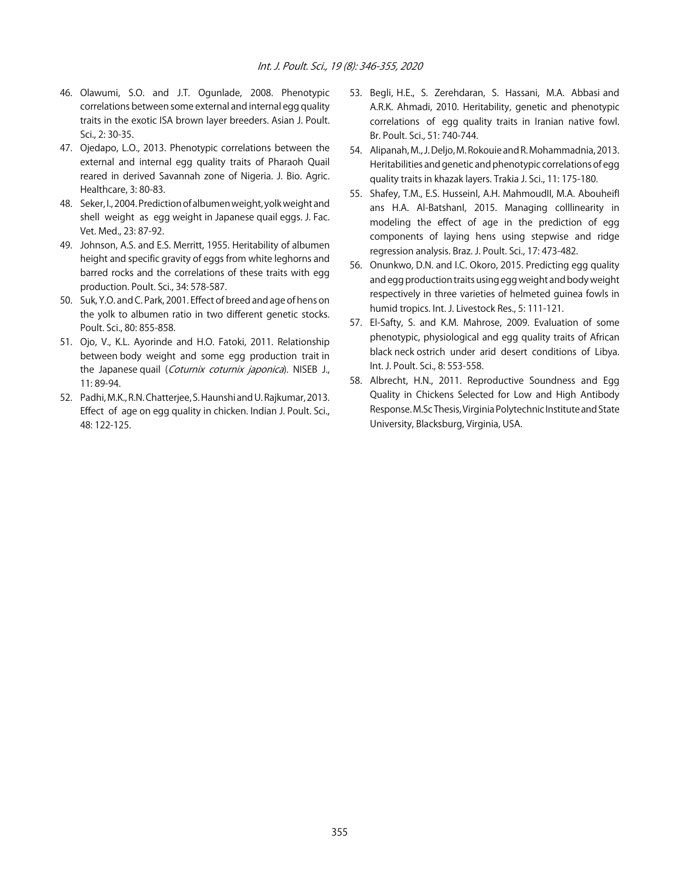46. Olawumi, S.O. and J.T. Ogunlade, 2008. Phenotypic correlations between some external and internal egg quality traits in the exotic ISA brown layer breeders. Asian J. Poult. Sci., 2: 30-35.
47. Ojedapo, L.O., 2013. Phenotypic correlations between the external and internal egg quality traits of Pharaoh Quail reared in derived Savannah zone of Nigeria. J. Bio. Agric. Healthcare, 3: 80-83.
48. Seker, I., 2004. Prediction of albumen weight, yolk weight and shell weight as egg weight in Japanese quail eggs. J. Fac. Vet. Med., 23: 87-92.
49. Johnson, A.S. and E.S. Merritt, 1955. Heritability of albumen height and specific gravity of eggs from white leghorns and barred rocks and the correlations of these traits with egg production. Poult. Sci., 34: 578-587.
50. Suk, Y.O. and C. Park, 2001. Effect of breed and age of hens on the yolk to albumen ratio in two different genetic stocks. Poult. Sci., 80: 855-858.
51. Ojo, V., K.L. Ayorinde and H.O. Fatoki, 2011. Relationship between body weight and some egg production trait in the Japanese quail (*Coturnix coturnix japonica*). NISEB J., 11: 89-94.
52. Padhi, M.K., R.N. Chatterjee, S. Haunshi and U. Rajkumar, 2013. Effect of age on egg quality in chicken. Indian J. Poult. Sci., 48: 122-125.
53. Begli, H.E., S. Zerehdaran, S. Hassani, M.A. Abbasi and A.R.K. Ahmadi, 2010. Heritability, genetic and phenotypic correlations of egg quality traits in Iranian native fowl. Br. Poult. Sci., 51: 740-744.
54. Alipanah, M., J. Deljo, M. Rokouie and R. Mohammadnia, 2013. Heritabilities and genetic and phenotypic correlations of egg quality traits in khazak layers. Trakia J. Sci., 11: 175-180.
55. Shafey, T.M., E.S. HusseinI, A.H. MahmoudII, M.A. AbouheifI ans H.A. Al-BatshanI, 2015. Managing colllinearity in modeling the effect of age in the prediction of egg components of laying hens using stepwise and ridge regression analysis. Braz. J. Poult. Sci., 17: 473-482.
56. Onunkwo, D.N. and I.C. Okoro, 2015. Predicting egg quality and egg production traits using egg weight and body weight respectively in three varieties of helmeted guinea fowls in humid tropics. Int. J. Livestock Res., 5: 111-121.
57. El-Safty, S. and K.M. Mahrose, 2009. Evaluation of some phenotypic, physiological and egg quality traits of African black neck ostrich under arid desert conditions of Libya. Int. J. Poult. Sci., 8: 553-558.
58. Albrecht, H.N., 2011. Reproductive Soundness and Egg Quality in Chickens Selected for Low and High Antibody Response. M.Sc Thesis, Virginia Polytechnic Institute and State University, Blacksburg, Virginia, USA.